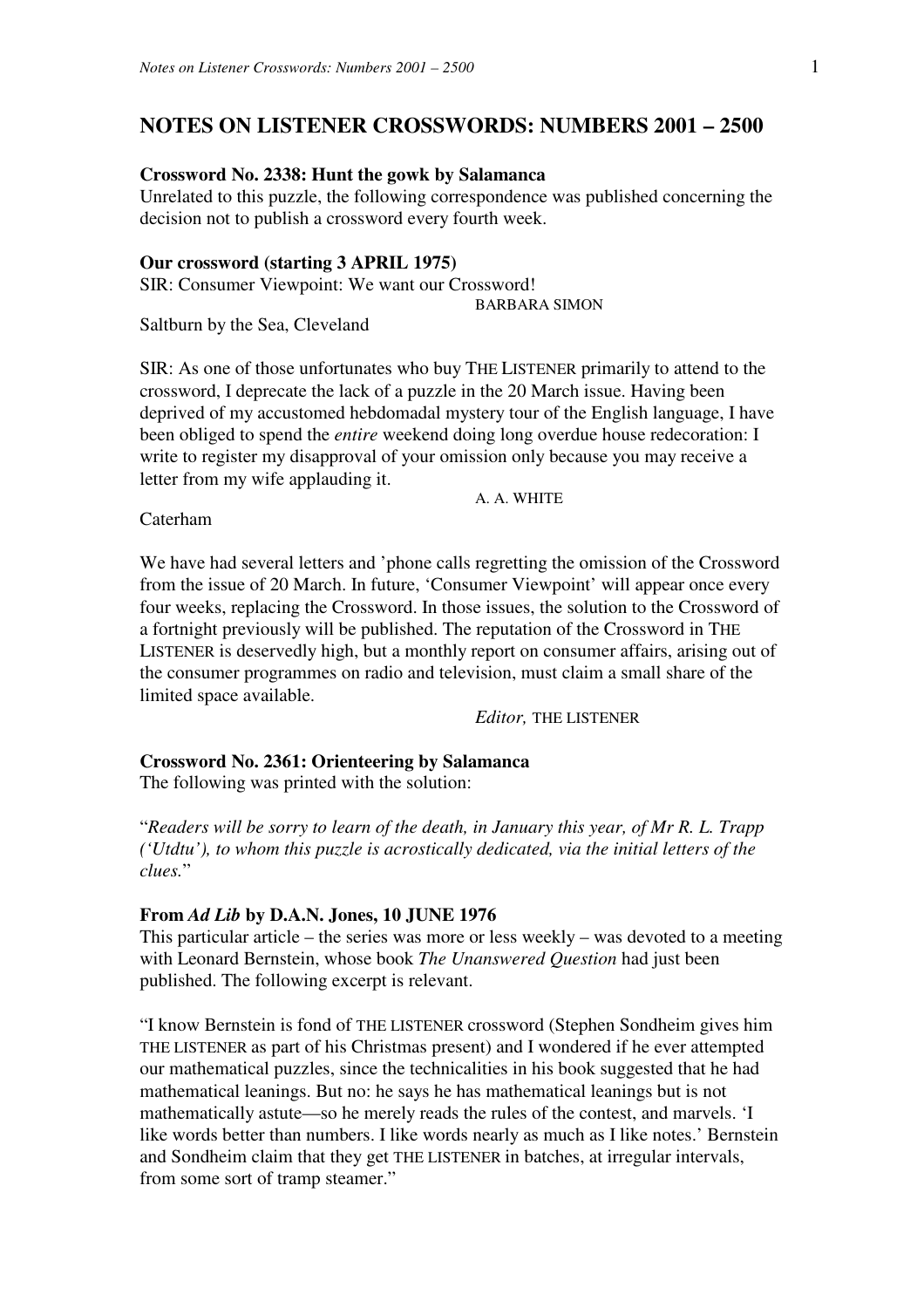# NOTES ON LISTENER CROSSWORDS: NUMBERS 2001 – 2500

**Crossword No. 2338: Hunt the gowk by Salamanca**
Unrelated to this puzzle, the following correspondence was published concerning the decision not to publish a crossword every fourth week.

**Our crossword (starting 3 APRIL 1975)**
SIR: Consumer Viewpoint: We want our Crossword!

BARBARA SIMON

Saltburn by the Sea, Cleveland

SIR: As one of those unfortunates who buy THE LISTENER primarily to attend to the crossword, I deprecate the lack of a puzzle in the 20 March issue. Having been deprived of my accustomed hebdomadal mystery tour of the English language, I have been obliged to spend the *entire* weekend doing long overdue house redecoration: I write to register my disapproval of your omission only because you may receive a letter from my wife applauding it.

A. A. WHITE

Caterham

We have had several letters and 'phone calls regretting the omission of the Crossword from the issue of 20 March. In future, 'Consumer Viewpoint' will appear once every four weeks, replacing the Crossword. In those issues, the solution to the Crossword of a fortnight previously will be published. The reputation of the Crossword in THE LISTENER is deservedly high, but a monthly report on consumer affairs, arising out of the consumer programmes on radio and television, must claim a small share of the limited space available.

*Editor,* THE LISTENER

**Crossword No. 2361: Orienteering by Salamanca**
The following was printed with the solution:

"*Readers will be sorry to learn of the death, in January this year, of Mr R. L. Trapp ('Utdtu'), to whom this puzzle is acrostically dedicated, via the initial letters of the clues.*"

**From *Ad Lib* by D.A.N. Jones, 10 JUNE 1976**
This particular article – the series was more or less weekly – was devoted to a meeting with Leonard Bernstein, whose book *The Unanswered Question* had just been published. The following excerpt is relevant.

"I know Bernstein is fond of THE LISTENER crossword (Stephen Sondheim gives him THE LISTENER as part of his Christmas present) and I wondered if he ever attempted our mathematical puzzles, since the technicalities in his book suggested that he had mathematical leanings. But no: he says he has mathematical leanings but is not mathematically astute—so he merely reads the rules of the contest, and marvels. 'I like words better than numbers. I like words nearly as much as I like notes.' Bernstein and Sondheim claim that they get THE LISTENER in batches, at irregular intervals, from some sort of tramp steamer."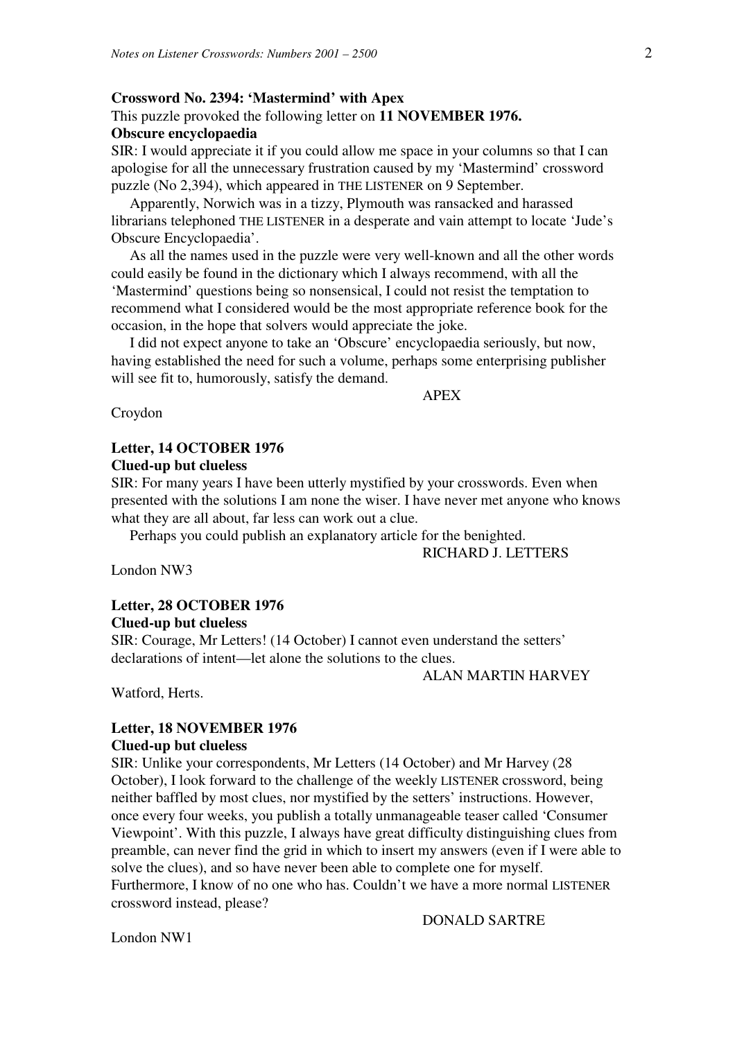**Crossword No. 2394: 'Mastermind' with Apex**

This puzzle provoked the following letter on **11 NOVEMBER 1976.**

**Obscure encyclopaedia**

SIR: I would appreciate it if you could allow me space in your columns so that I can apologise for all the unnecessary frustration caused by my 'Mastermind' crossword puzzle (No 2,394), which appeared in THE LISTENER on 9 September.

Apparently, Norwich was in a tizzy, Plymouth was ransacked and harassed librarians telephoned THE LISTENER in a desperate and vain attempt to locate 'Jude's Obscure Encyclopaedia'.

As all the names used in the puzzle were very well-known and all the other words could easily be found in the dictionary which I always recommend, with all the 'Mastermind' questions being so nonsensical, I could not resist the temptation to recommend what I considered would be the most appropriate reference book for the occasion, in the hope that solvers would appreciate the joke.

I did not expect anyone to take an 'Obscure' encyclopaedia seriously, but now, having established the need for such a volume, perhaps some enterprising publisher will see fit to, humorously, satisfy the demand.

APEX

Croydon

**Letter, 14 OCTOBER 1976**

**Clued-up but clueless**

SIR: For many years I have been utterly mystified by your crosswords. Even when presented with the solutions I am none the wiser. I have never met anyone who knows what they are all about, far less can work out a clue.

Perhaps you could publish an explanatory article for the benighted.

RICHARD J. LETTERS

London NW3

**Letter, 28 OCTOBER 1976**

**Clued-up but clueless**

SIR: Courage, Mr Letters! (14 October) I cannot even understand the setters' declarations of intent—let alone the solutions to the clues.

ALAN MARTIN HARVEY

Watford, Herts.

**Letter, 18 NOVEMBER 1976**

**Clued-up but clueless**

SIR: Unlike your correspondents, Mr Letters (14 October) and Mr Harvey (28 October), I look forward to the challenge of the weekly LISTENER crossword, being neither baffled by most clues, nor mystified by the setters' instructions. However, once every four weeks, you publish a totally unmanageable teaser called 'Consumer Viewpoint'. With this puzzle, I always have great difficulty distinguishing clues from preamble, can never find the grid in which to insert my answers (even if I were able to solve the clues), and so have never been able to complete one for myself. Furthermore, I know of no one who has. Couldn't we have a more normal LISTENER crossword instead, please?

DONALD SARTRE

London NW1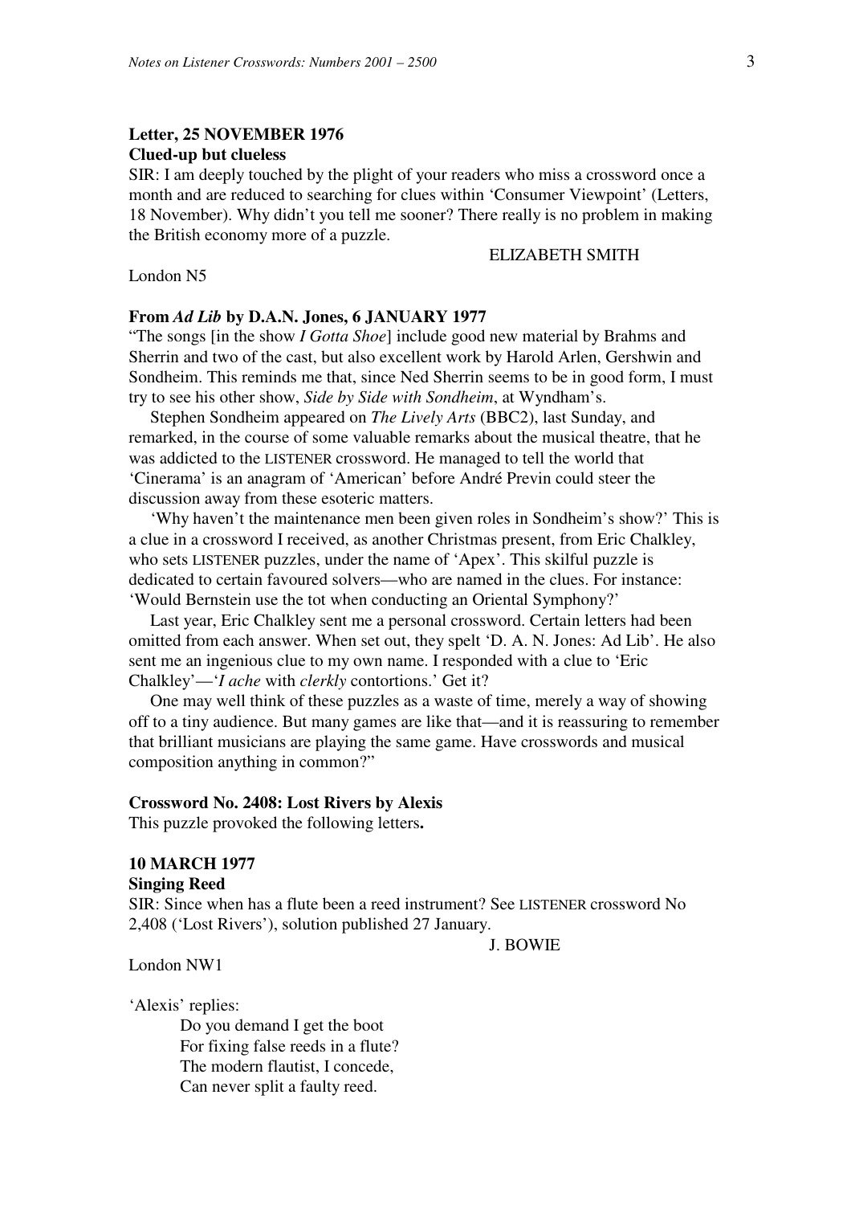**Letter, 25 NOVEMBER 1976**
**Clued-up but clueless**

SIR: I am deeply touched by the plight of your readers who miss a crossword once a month and are reduced to searching for clues within 'Consumer Viewpoint' (Letters, 18 November). Why didn't you tell me sooner? There really is no problem in making the British economy more of a puzzle.

ELIZABETH SMITH

London N5

**From *Ad Lib* by D.A.N. Jones, 6 JANUARY 1977**

"The songs [in the show *I Gotta Shoe*] include good new material by Brahms and Sherrin and two of the cast, but also excellent work by Harold Arlen, Gershwin and Sondheim. This reminds me that, since Ned Sherrin seems to be in good form, I must try to see his other show, *Side by Side with Sondheim*, at Wyndham's.

Stephen Sondheim appeared on *The Lively Arts* (BBC2), last Sunday, and remarked, in the course of some valuable remarks about the musical theatre, that he was addicted to the LISTENER crossword. He managed to tell the world that 'Cinerama' is an anagram of 'American' before André Previn could steer the discussion away from these esoteric matters.

'Why haven't the maintenance men been given roles in Sondheim's show?' This is a clue in a crossword I received, as another Christmas present, from Eric Chalkley, who sets LISTENER puzzles, under the name of 'Apex'. This skilful puzzle is dedicated to certain favoured solvers—who are named in the clues. For instance: 'Would Bernstein use the tot when conducting an Oriental Symphony?'

Last year, Eric Chalkley sent me a personal crossword. Certain letters had been omitted from each answer. When set out, they spelt 'D. A. N. Jones: Ad Lib'. He also sent me an ingenious clue to my own name. I responded with a clue to 'Eric Chalkley'—'*I ache* with *clerkly* contortions.' Get it?

One may well think of these puzzles as a waste of time, merely a way of showing off to a tiny audience. But many games are like that—and it is reassuring to remember that brilliant musicians are playing the same game. Have crosswords and musical composition anything in common?"

**Crossword No. 2408: Lost Rivers by Alexis**

This puzzle provoked the following letters**.**

**10 MARCH 1977**
**Singing Reed**

SIR: Since when has a flute been a reed instrument? See LISTENER crossword No 2,408 ('Lost Rivers'), solution published 27 January.

J. BOWIE

London NW1

'Alexis' replies:

> Do you demand I get the boot
> For fixing false reeds in a flute?
> The modern flautist, I concede,
> Can never split a faulty reed.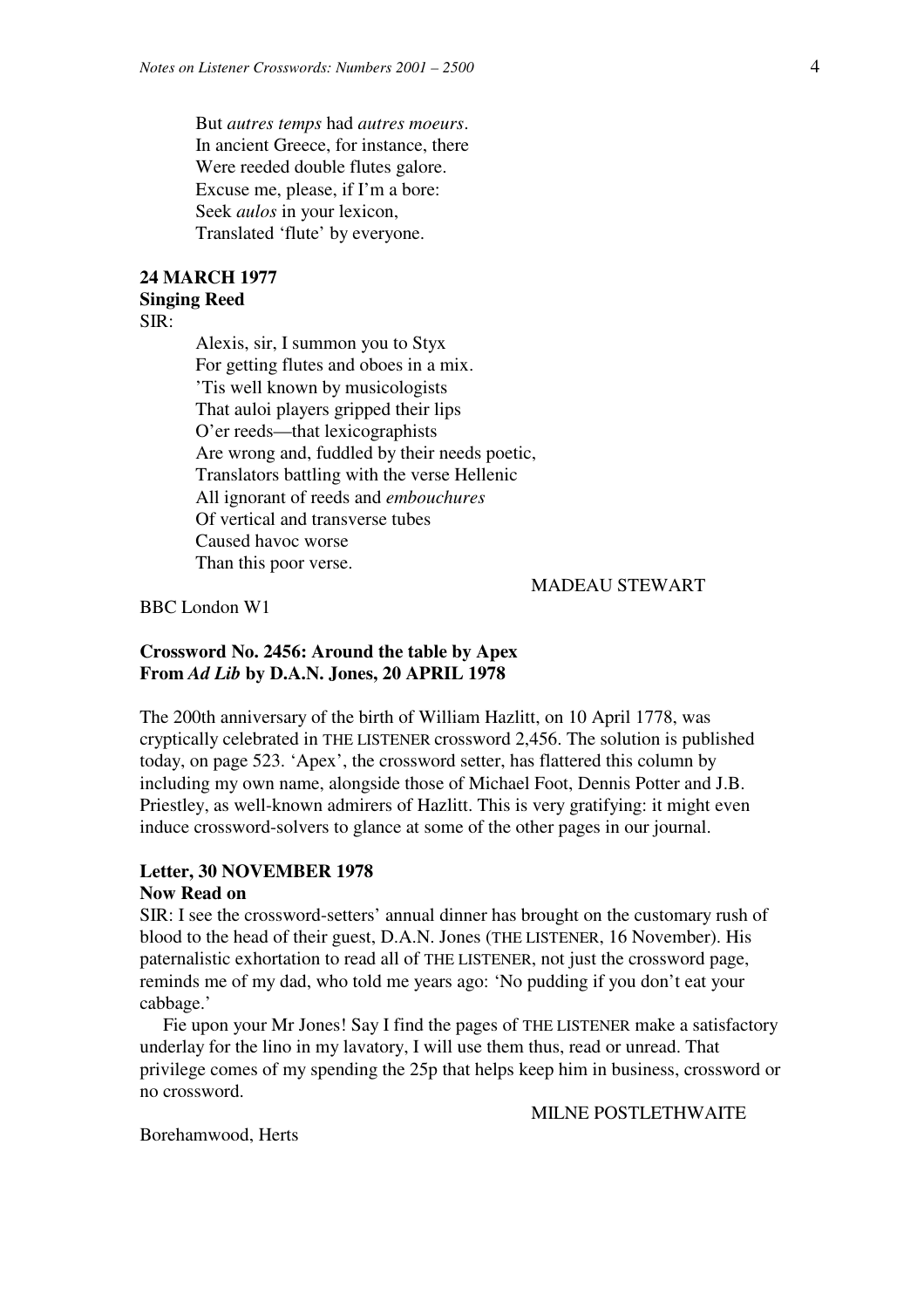But *autres temps* had *autres moeurs*.
In ancient Greece, for instance, there
Were reeded double flutes galore.
Excuse me, please, if I'm a bore:
Seek *aulos* in your lexicon,
Translated 'flute' by everyone.

**24 MARCH 1977**
**Singing Reed**

SIR:

Alexis, sir, I summon you to Styx
For getting flutes and oboes in a mix.
'Tis well known by musicologists
That auloi players gripped their lips
O'er reeds—that lexicographists
Are wrong and, fuddled by their needs poetic,
Translators battling with the verse Hellenic
All ignorant of reeds and *embouchures*
Of vertical and transverse tubes
Caused havoc worse
Than this poor verse.

MADEAU STEWART

BBC London W1

**Crossword No. 2456: Around the table by Apex**
**From *Ad Lib* by D.A.N. Jones, 20 APRIL 1978**

The 200th anniversary of the birth of William Hazlitt, on 10 April 1778, was cryptically celebrated in THE LISTENER crossword 2,456. The solution is published today, on page 523. 'Apex', the crossword setter, has flattered this column by including my own name, alongside those of Michael Foot, Dennis Potter and J.B. Priestley, as well-known admirers of Hazlitt. This is very gratifying: it might even induce crossword-solvers to glance at some of the other pages in our journal.

**Letter, 30 NOVEMBER 1978**
**Now Read on**

SIR: I see the crossword-setters' annual dinner has brought on the customary rush of blood to the head of their guest, D.A.N. Jones (THE LISTENER, 16 November). His paternalistic exhortation to read all of THE LISTENER, not just the crossword page, reminds me of my dad, who told me years ago: 'No pudding if you don't eat your cabbage.'

Fie upon your Mr Jones! Say I find the pages of THE LISTENER make a satisfactory underlay for the lino in my lavatory, I will use them thus, read or unread. That privilege comes of my spending the 25p that helps keep him in business, crossword or no crossword.

MILNE POSTLETHWAITE

Borehamwood, Herts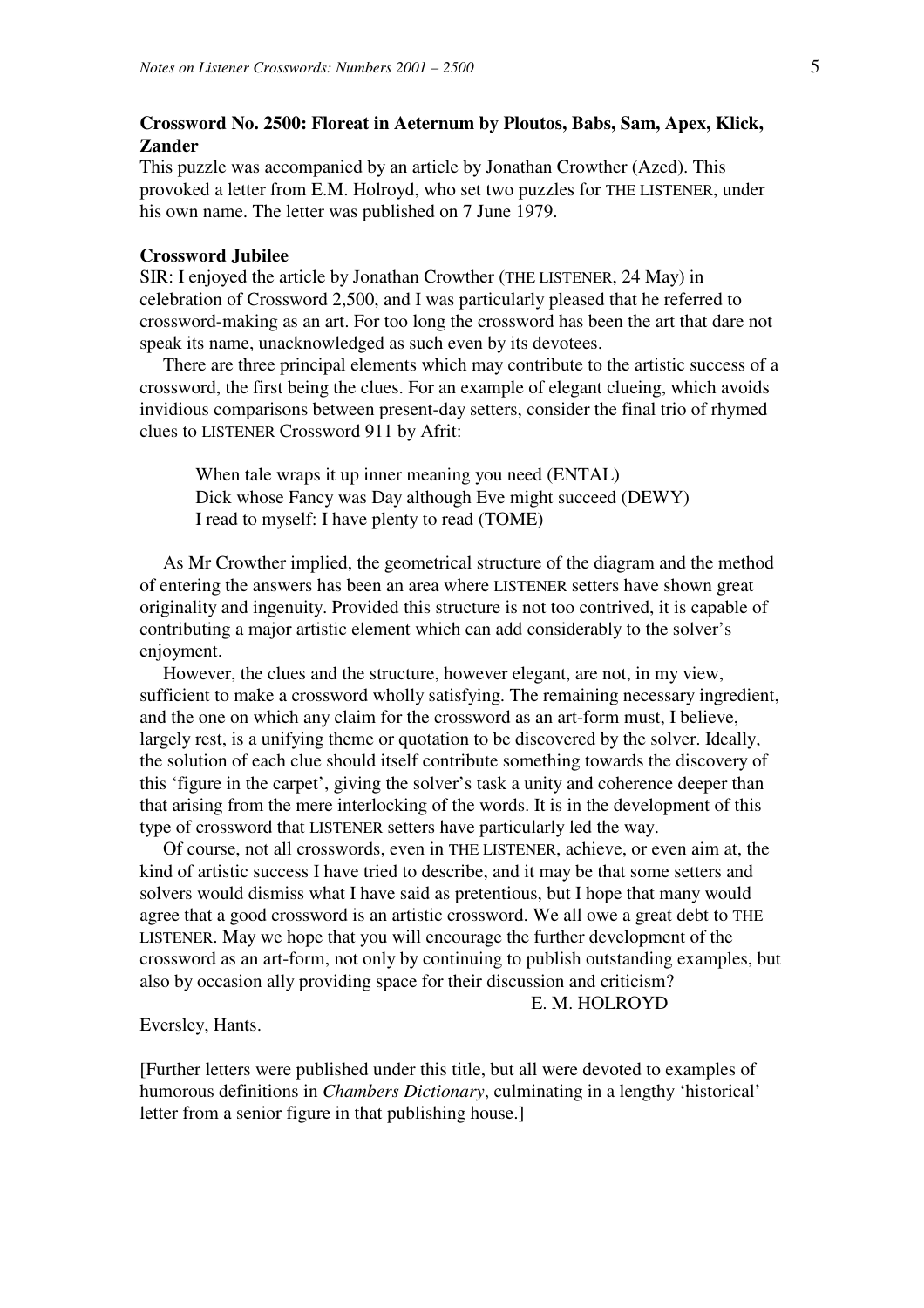**Crossword No. 2500: Floreat in Aeternum by Ploutos, Babs, Sam, Apex, Klick, Zander**

This puzzle was accompanied by an article by Jonathan Crowther (Azed). This provoked a letter from E.M. Holroyd, who set two puzzles for THE LISTENER, under his own name. The letter was published on 7 June 1979.

**Crossword Jubilee**

SIR: I enjoyed the article by Jonathan Crowther (THE LISTENER, 24 May) in celebration of Crossword 2,500, and I was particularly pleased that he referred to crossword-making as an art. For too long the crossword has been the art that dare not speak its name, unacknowledged as such even by its devotees.

There are three principal elements which may contribute to the artistic success of a crossword, the first being the clues. For an example of elegant clueing, which avoids invidious comparisons between present-day setters, consider the final trio of rhymed clues to LISTENER Crossword 911 by Afrit:

> When tale wraps it up inner meaning you need (ENTAL)
> Dick whose Fancy was Day although Eve might succeed (DEWY)
> I read to myself: I have plenty to read (TOME)

As Mr Crowther implied, the geometrical structure of the diagram and the method of entering the answers has been an area where LISTENER setters have shown great originality and ingenuity. Provided this structure is not too contrived, it is capable of contributing a major artistic element which can add considerably to the solver's enjoyment.

However, the clues and the structure, however elegant, are not, in my view, sufficient to make a crossword wholly satisfying. The remaining necessary ingredient, and the one on which any claim for the crossword as an art-form must, I believe, largely rest, is a unifying theme or quotation to be discovered by the solver. Ideally, the solution of each clue should itself contribute something towards the discovery of this 'figure in the carpet', giving the solver's task a unity and coherence deeper than that arising from the mere interlocking of the words. It is in the development of this type of crossword that LISTENER setters have particularly led the way.

Of course, not all crosswords, even in THE LISTENER, achieve, or even aim at, the kind of artistic success I have tried to describe, and it may be that some setters and solvers would dismiss what I have said as pretentious, but I hope that many would agree that a good crossword is an artistic crossword. We all owe a great debt to THE LISTENER. May we hope that you will encourage the further development of the crossword as an art-form, not only by continuing to publish outstanding examples, but also by occasion ally providing space for their discussion and criticism?

E. M. HOLROYD

Eversley, Hants.

[Further letters were published under this title, but all were devoted to examples of humorous definitions in *Chambers Dictionary*, culminating in a lengthy 'historical' letter from a senior figure in that publishing house.]